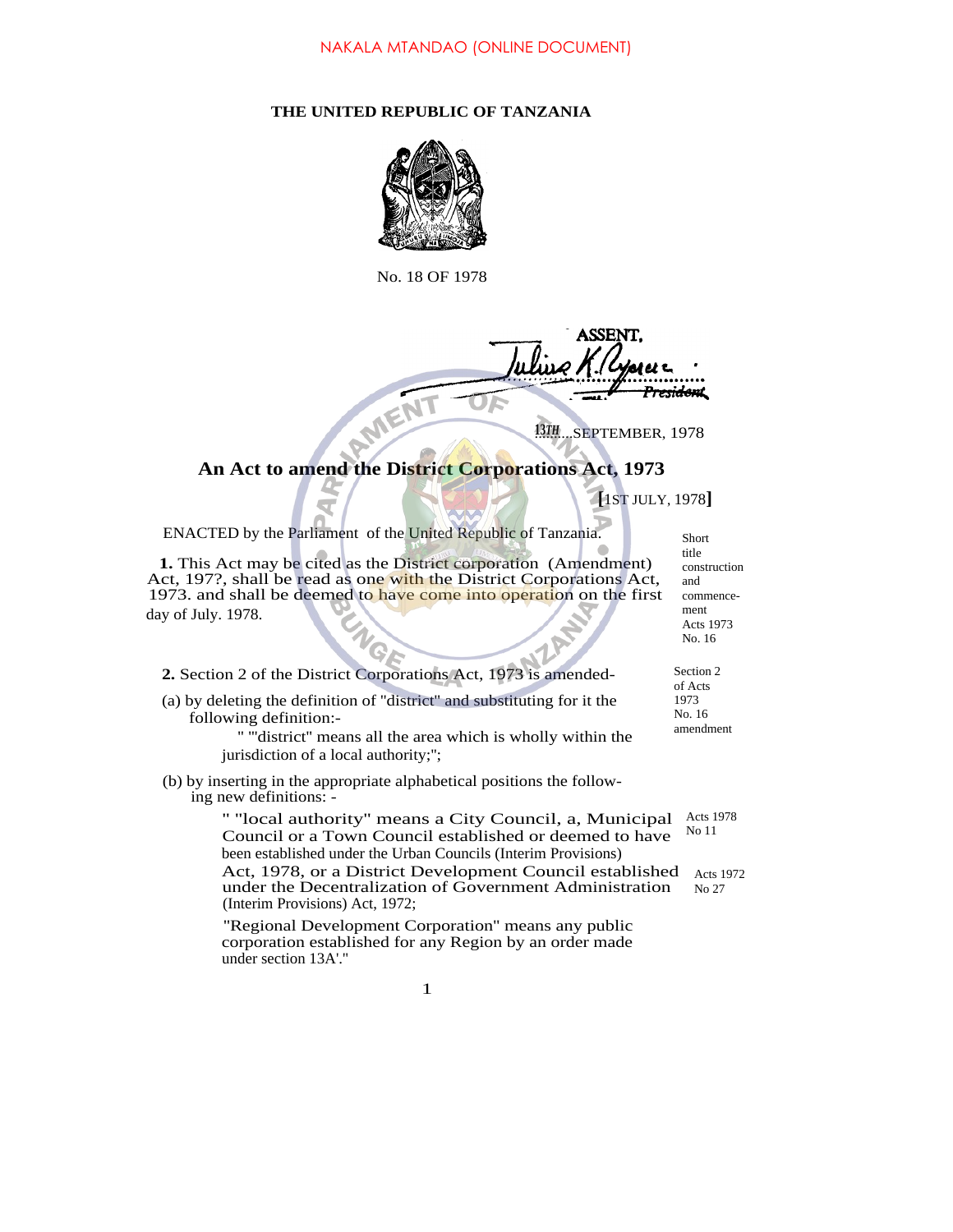NAKALA MTANDAO (ONLINE DOCUMENT)

**THE UNITED REPUBLIC OF TANZANIA**

No. 18 OF 1978

ASSENT,

Julius K. Nyerere
President

13TH SEPTEMBER, 1978

# An Act to amend the District Corporations Act, 1973

**[**1ST JULY, 1978**]**

ENACTED by the Parliament of the United Republic of Tanzania.

Short title construction and commencement Acts 1973 No. 16

**1.** This Act may be cited as the District corporation (Amendment) Act, 197?, shall be read as one with the District Corporations Act, 1973. and shall be deemed to have come into operation on the first day of July. 1978.

Section 2 of Acts 1973 No. 16 amendment

**2.** Section 2 of the District Corporations Act, 1973 is amended-

(a) by deleting the definition of "district" and substituting for it the following definition:-

" "district" means all the area which is wholly within the jurisdiction of a local authority;";

(b) by inserting in the appropriate alphabetical positions the following new definitions: -

Acts 1978 No 11

Acts 1972 No 27

" "local authority" means a City Council, a, Municipal Council or a Town Council established or deemed to have been established under the Urban Councils (Interim Provisions) Act, 1978, or a District Development Council established under the Decentralization of Government Administration (Interim Provisions) Act, 1972;

"Regional Development Corporation" means any public corporation established for any Region by an order made under section 13A'."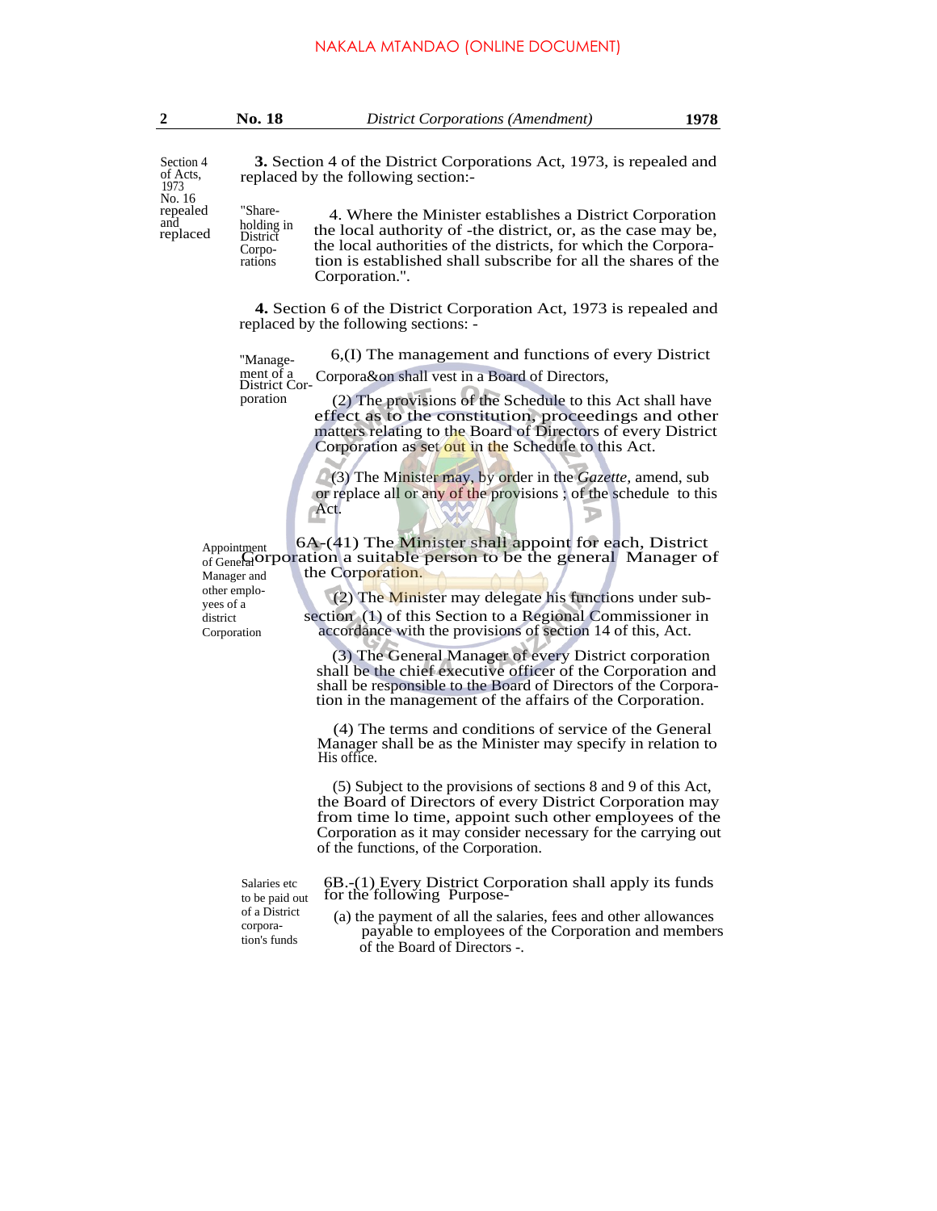Section 4 of Acts, 1973 No. 16 repealed and replaced

**3.** Section 4 of the District Corporations Act, 1973, is repealed and replaced by the following section:-

"Share-holding in District Corpo-rations

4. Where the Minister establishes a District Corporation the local authority of -the district, or, as the case may be, the local authorities of the districts, for which the Corporation is established shall subscribe for all the shares of the Corporation.".

**4.** Section 6 of the District Corporation Act, 1973 is repealed and replaced by the following sections: -

"Manage-ment of a District Cor-poration

6,(I) The management and functions of every District Corpora&on shall vest in a Board of Directors,

(2) The provisions of the Schedule to this Act shall have effect as to the constitution, proceedings and other matters relating to the Board of Directors of every District Corporation as set out in the Schedule to this Act.

(3) The Minister may, by order in the *Gazette*, amend, sub or replace all or any of the provisions ; of the schedule to this Act.

Appointment of General Manager and other emplo-yees of a district Corporation

6A-(41) The Minister shall appoint for each, District Corporation a suitable person to be the general Manager of the Corporation.

(2) The Minister may delegate his functions under sub-section (1) of this Section to a Regional Commissioner in accordance with the provisions of section 14 of this, Act.

(3) The General Manager of every District corporation shall be the chief executive officer of the Corporation and shall be responsible to the Board of Directors of the Corporation in the management of the affairs of the Corporation.

(4) The terms and conditions of service of the General Manager shall be as the Minister may specify in relation to His office.

(5) Subject to the provisions of sections 8 and 9 of this Act, the Board of Directors of every District Corporation may from time lo time, appoint such other employees of the Corporation as it may consider necessary for the carrying out of the functions, of the Corporation.

Salaries etc to be paid out of a District corpora-tion's funds

6B.-(1) Every District Corporation shall apply its funds for the following Purpose-

(a) the payment of all the salaries, fees and other allowances payable to employees of the Corporation and members of the Board of Directors -.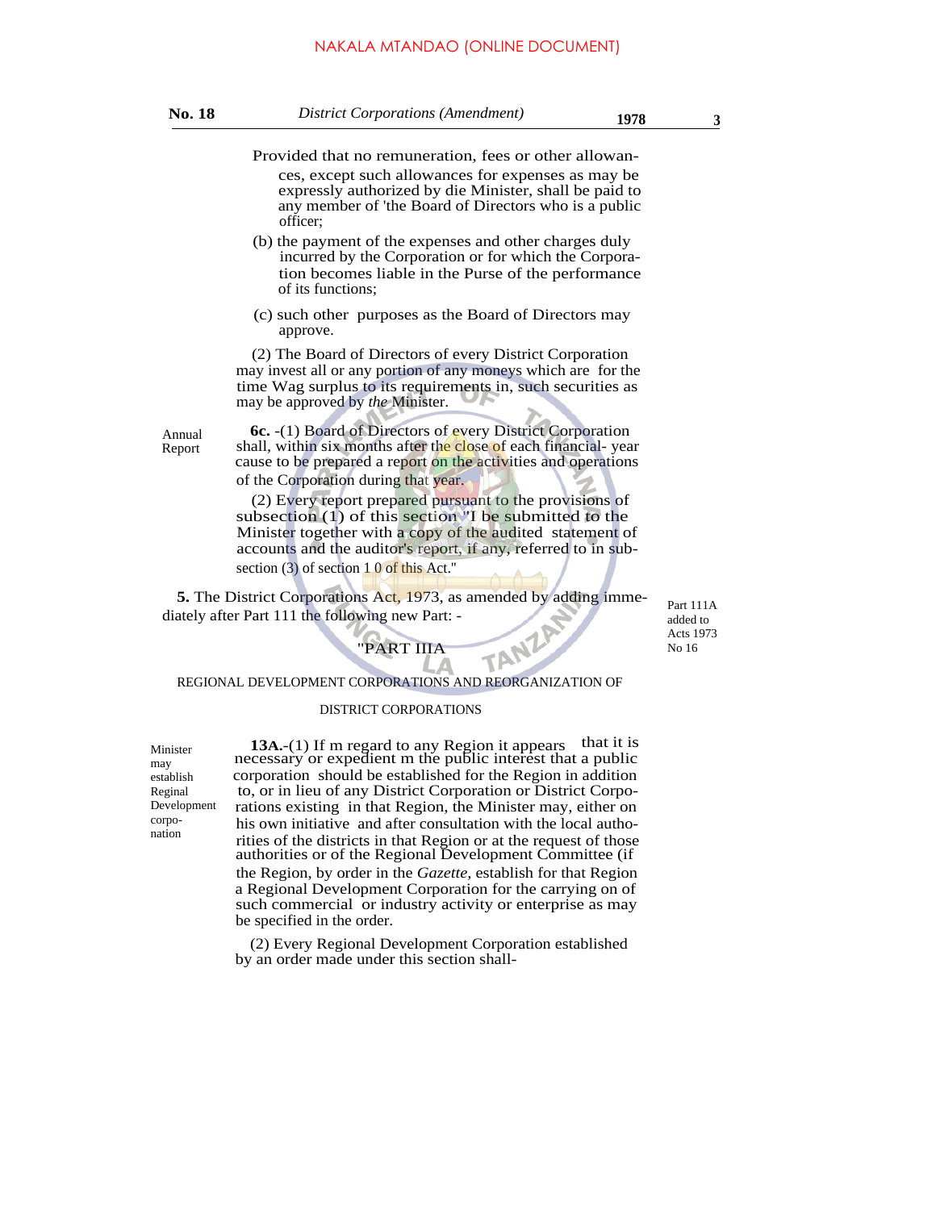Provided that no remuneration, fees or other allowances, except such allowances for expenses as may be expressly authorized by die Minister, shall be paid to any member of 'the Board of Directors who is a public officer;

(b) the payment of the expenses and other charges duly incurred by the Corporation or for which the Corporation becomes liable in the Purse of the performance of its functions;

(c) such other purposes as the Board of Directors may approve.

(2) The Board of Directors of every District Corporation may invest all or any portion of any moneys which are for the time Wag surplus to its requirements in, such securities as may be approved by *the* Minister.

Annual Report

**6c.** -(1) Board of Directors of every District Corporation shall, within six months after the close of each financial- year cause to be prepared a report on the activities and operations of the Corporation during that year.

(2) Every report prepared pursuant to the provisions of subsection (1) of this section "I be submitted to the Minister together with a copy of the audited statement of accounts and the auditor's report, if any, referred to in subsection (3) of section 1 0 of this Act."

**5.** The District Corporations Act, 1973, as amended by adding immediately after Part 111 the following new Part: -

Part 111A added to Acts 1973 No 16

"PART IIIA

REGIONAL DEVELOPMENT CORPORATIONS AND REORGANIZATION OF DISTRICT CORPORATIONS

Minister may establish Reginal Development corporation

**13A.**-(1) If m regard to any Region it appears that it is necessary or expedient m the public interest that a public corporation should be established for the Region in addition to, or in lieu of any District Corporation or District Corporations existing in that Region, the Minister may, either on his own initiative and after consultation with the local authorities of the districts in that Region or at the request of those authorities or of the Regional Development Committee (if the Region, by order in the *Gazette*, establish for that Region a Regional Development Corporation for the carrying on of such commercial or industry activity or enterprise as may be specified in the order.

(2) Every Regional Development Corporation established by an order made under this section shall-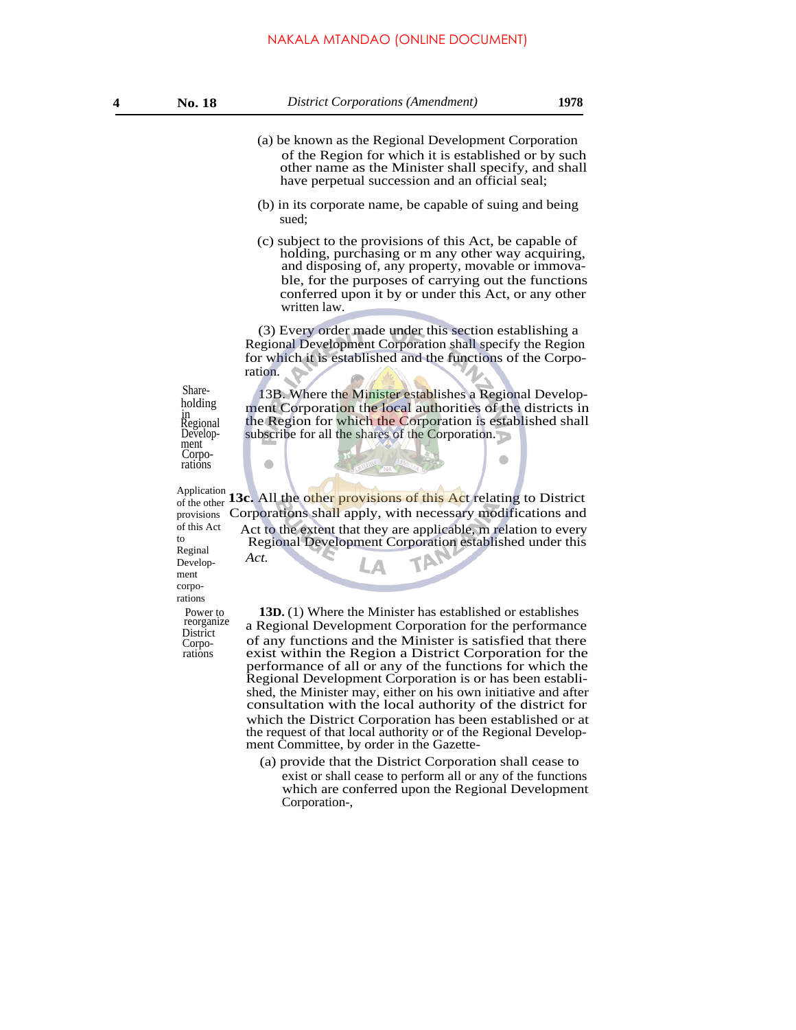(a) be known as the Regional Development Corporation of the Region for which it is established or by such other name as the Minister shall specify, and shall have perpetual succession and an official seal;

(b) in its corporate name, be capable of suing and being sued;

(c) subject to the provisions of this Act, be capable of holding, purchasing or m any other way acquiring, and disposing of, any property, movable or immovable, for the purposes of carrying out the functions conferred upon it by or under this Act, or any other written law.

(3) Every order made under this section establishing a Regional Development Corporation shall specify the Region for which it is established and the functions of the Corporation.

*Share-holding in Regional Development Corporations*

13B. Where the Minister establishes a Regional Development Corporation the local authorities of the districts in the Region for which the Corporation is established shall subscribe for all the shares of the Corporation.

*Application of the other provisions of this Act to Regional Development corporations*

**13c.** All the other provisions of this Act relating to District Corporations shall apply, with necessary modifications and Act to the extent that they are applicable, m relation to every Regional Development Corporation established under this *Act.*

*Power to reorganize District Corporations*

**13D.** (1) Where the Minister has established or establishes a Regional Development Corporation for the performance of any functions and the Minister is satisfied that there exist within the Region a District Corporation for the performance of all or any of the functions for which the Regional Development Corporation is or has been established, the Minister may, either on his own initiative and after consultation with the local authority of the district for which the District Corporation has been established or at the request of that local authority or of the Regional Development Committee, by order in the Gazette-

(a) provide that the District Corporation shall cease to exist or shall cease to perform all or any of the functions which are conferred upon the Regional Development Corporation-,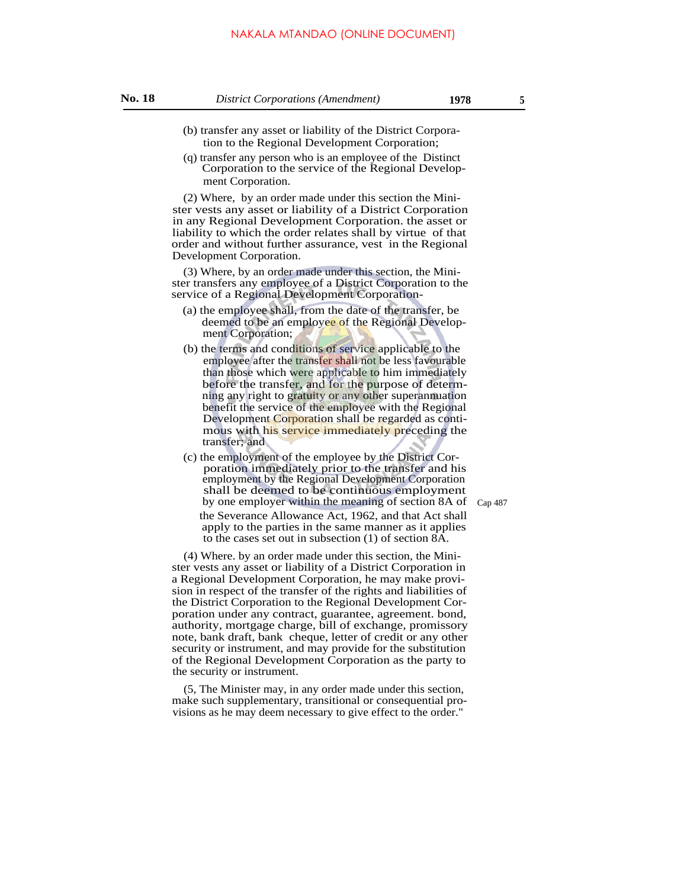(b) transfer any asset or liability of the District Corporation to the Regional Development Corporation;

(q) transfer any person who is an employee of the Distinct Corporation to the service of the Regional Development Corporation.

(2) Where, by an order made under this section the Minister vests any asset or liability of a District Corporation in any Regional Development Corporation. the asset or liability to which the order relates shall by virtue of that order and without further assurance, vest in the Regional Development Corporation.

(3) Where, by an order made under this section, the Minister transfers any employee of a District Corporation to the service of a Regional Development Corporation-

(a) the employee shall, from the date of the transfer, be deemed to be an employee of the Regional Development Corporation;

(b) the terms and conditions of service applicable to the employee after the transfer shall not be less favourable than those which were applicable to him immediately before the transfer, and for the purpose of determning any right to gratuity or any other superannuation benefit the service of the employee with the Regional Development Corporation shall be regarded as continous with his service immediately preceding the transfer; and

(c) the employment of the employee by the District Corporation immediately prior to the transfer and his employment by the Regional Development Corporation shall be deemed to be continuous employment by one employer within the meaning of section 8A of the Severance Allowance Act, 1962, and that Act shall apply to the parties in the same manner as it applies to the cases set out in subsection (1) of section 8A.

Cap 487

(4) Where. by an order made under this section, the Minister vests any asset or liability of a District Corporation in a Regional Development Corporation, he may make provision in respect of the transfer of the rights and liabilities of the District Corporation to the Regional Development Corporation under any contract, guarantee, agreement. bond, authority, mortgage charge, bill of exchange, promissory note, bank draft, bank cheque, letter of credit or any other security or instrument, and may provide for the substitution of the Regional Development Corporation as the party to the security or instrument.

(5, The Minister may, in any order made under this section, make such supplementary, transitional or consequential provisions as he may deem necessary to give effect to the order."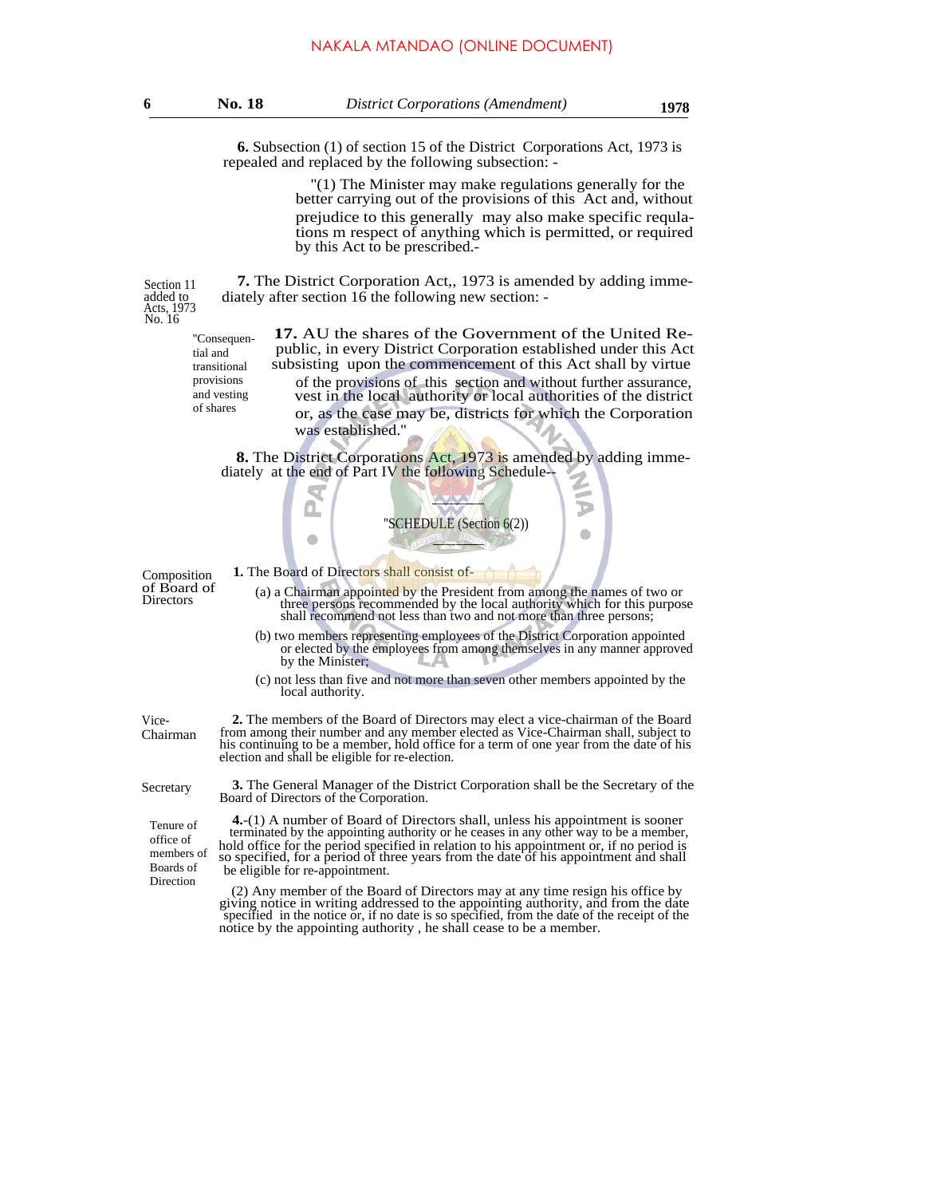NAKALA MTANDAO (ONLINE DOCUMENT)

**6.** Subsection (1) of section 15 of the District Corporations Act, 1973 is repealed and replaced by the following subsection: -

"(1) The Minister may make regulations generally for the better carrying out of the provisions of this Act and, without prejudice to this generally may also make specific requlations m respect of anything which is permitted, or required by this Act to be prescribed.-

Section 11 added to Acts, 1973 No. 16

**7.** The District Corporation Act,, 1973 is amended by adding immediately after section 16 the following new section: -

"Consequential and transitional provisions and vesting of shares

**17.** AU the shares of the Government of the United Republic, in every District Corporation established under this Act subsisting upon the commencement of this Act shall by virtue of the provisions of this section and without further assurance, vest in the local authority or local authorities of the district or, as the case may be, districts for which the Corporation was established."

**8.** The District Corporations Act, 1973 is amended by adding immediately at the end of Part IV the following Schedule--

"SCHEDULE (Section 6(2))

Composition of Board of Directors

**1.** The Board of Directors shall consist of-

(a) a Chairman appointed by the President from among the names of two or three persons recommended by the local authority which for this purpose shall recommend not less than two and not more than three persons;

(b) two members representing employees of the District Corporation appointed or elected by the employees from among themselves in any manner approved by the Minister;

(c) not less than five and not more than seven other members appointed by the local authority.

Vice-Chairman

**2.** The members of the Board of Directors may elect a vice-chairman of the Board from among their number and any member elected as Vice-Chairman shall, subject to his continuing to be a member, hold office for a term of one year from the date of his election and shall be eligible for re-election.

Secretary

**3.** The General Manager of the District Corporation shall be the Secretary of the Board of Directors of the Corporation.

Tenure of office of members of Boards of Direction

**4.**-(1) A number of Board of Directors shall, unless his appointment is sooner terminated by the appointing authority or he ceases in any other way to be a member, hold office for the period specified in relation to his appointment or, if no period is so specified, for a period of three years from the date of his appointment and shall be eligible for re-appointment.

(2) Any member of the Board of Directors may at any time resign his office by giving notice in writing addressed to the appointing authority, and from the date specified in the notice or, if no date is so specified, from the date of the receipt of the notice by the appointing authority , he shall cease to be a member.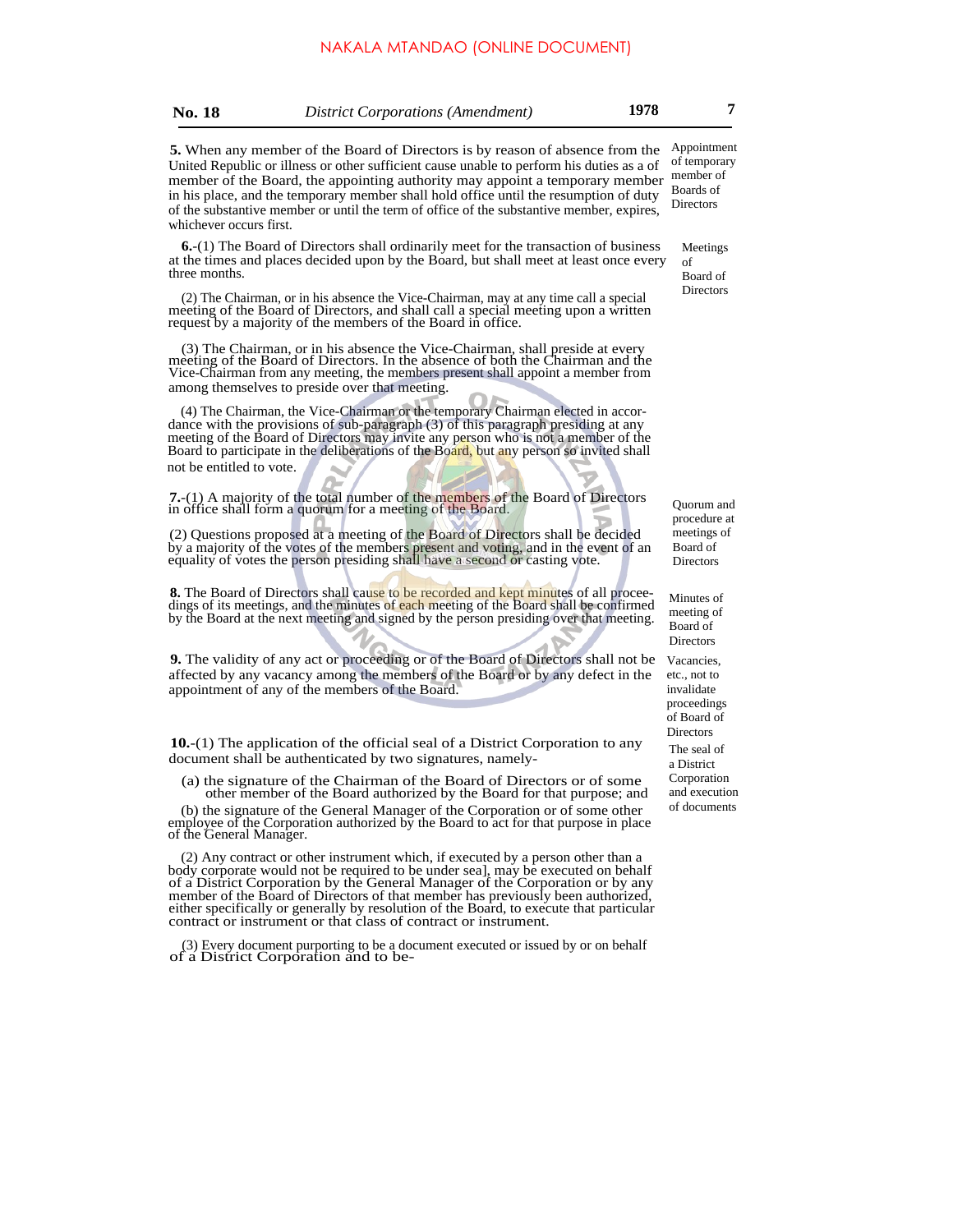**5.** When any member of the Board of Directors is by reason of absence from the United Republic or illness or other sufficient cause unable to perform his duties as a of member of the Board, the appointing authority may appoint a temporary member in his place, and the temporary member shall hold office until the resumption of duty of the substantive member or until the term of office of the substantive member, expires, whichever occurs first.

*Appointment of temporary member of Boards of Directors*

**6.**-(1) The Board of Directors shall ordinarily meet for the transaction of business at the times and places decided upon by the Board, but shall meet at least once every three months.

*Meetings of Board of Directors*

(2) The Chairman, or in his absence the Vice-Chairman, may at any time call a special meeting of the Board of Directors, and shall call a special meeting upon a written request by a majority of the members of the Board in office.

(3) The Chairman, or in his absence the Vice-Chairman, shall preside at every meeting of the Board of Directors. In the absence of both the Chairman and the Vice-Chairman from any meeting, the members present shall appoint a member from among themselves to preside over that meeting.

(4) The Chairman, the Vice-Chairman or the temporary Chairman elected in accordance with the provisions of sub-paragraph (3) of this paragraph presiding at any meeting of the Board of Directors may invite any person who is not a member of the Board to participate in the deliberations of the Board, but any person so invited shall not be entitled to vote.

**7.**-(1) A majority of the total number of the members of the Board of Directors in office shall form a quorum for a meeting of the Board.

*Quorum and procedure at meetings of Board of Directors*

(2) Questions proposed at a meeting of the Board of Directors shall be decided by a majority of the votes of the members present and voting, and in the event of an equality of votes the person presiding shall have a second or casting vote.

**8.** The Board of Directors shall cause to be recorded and kept minutes of all proceedings of its meetings, and the minutes of each meeting of the Board shall be confirmed by the Board at the next meeting and signed by the person presiding over that meeting.

*Minutes of meeting of Board of Directors*

**9.** The validity of any act or proceeding or of the Board of Directors shall not be affected by any vacancy among the members of the Board or by any defect in the appointment of any of the members of the Board.

*Vacancies, etc., not to invalidate proceedings of Board of Directors*

**10.**-(1) The application of the official seal of a District Corporation to any document shall be authenticated by two signatures, namely-

*The seal of a District Corporation and execution of documents*

(a) the signature of the Chairman of the Board of Directors or of some other member of the Board authorized by the Board for that purpose; and

(b) the signature of the General Manager of the Corporation or of some other employee of the Corporation authorized by the Board to act for that purpose in place of the General Manager.

(2) Any contract or other instrument which, if executed by a person other than a body corporate would not be required to be under sea], may be executed on behalf of a District Corporation by the General Manager of the Corporation or by any member of the Board of Directors of that member has previously been authorized, either specifically or generally by resolution of the Board, to execute that particular contract or instrument or that class of contract or instrument.

(3) Every document purporting to be a document executed or issued by or on behalf of a District Corporation and to be-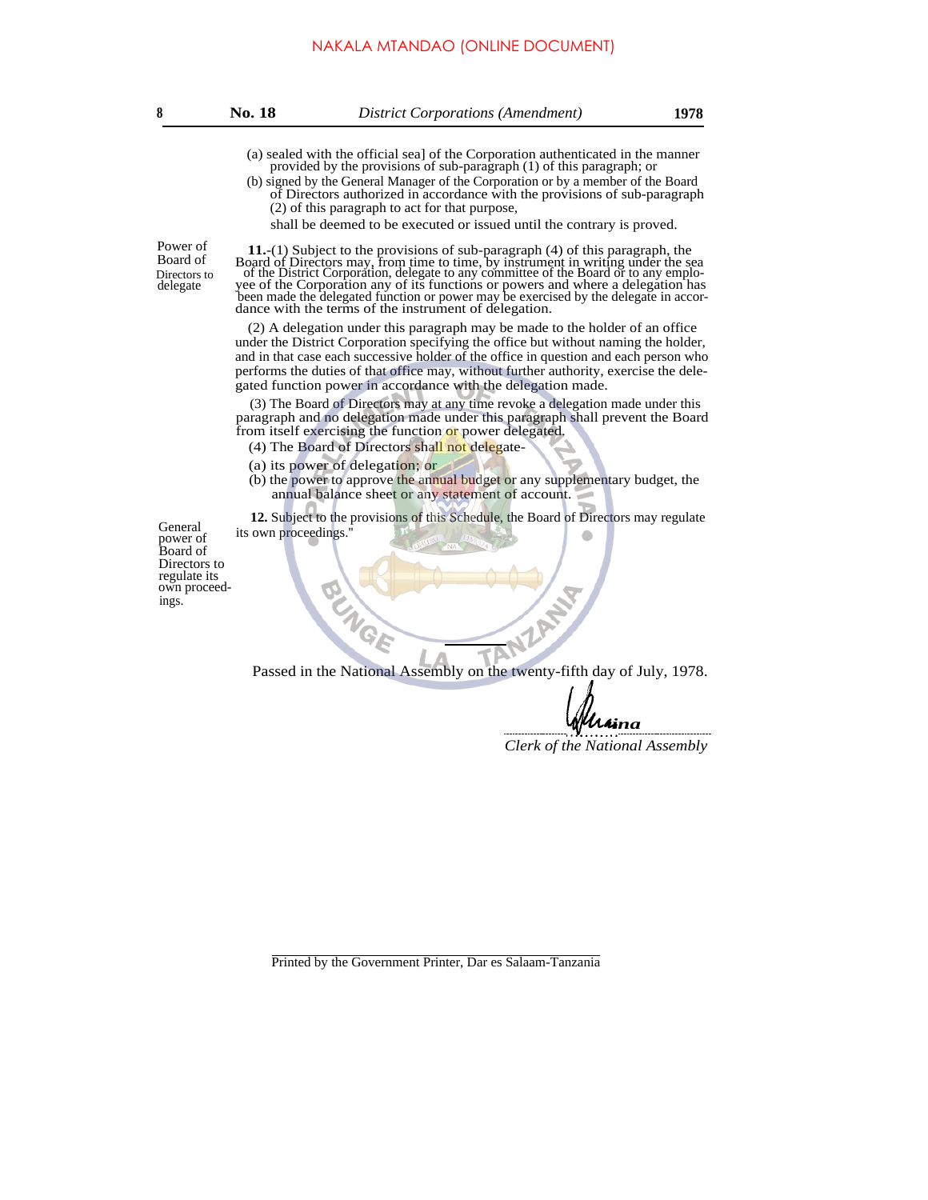(a) sealed with the official sea] of the Corporation authenticated in the manner provided by the provisions of sub-paragraph (1) of this paragraph; or

(b) signed by the General Manager of the Corporation or by a member of the Board of Directors authorized in accordance with the provisions of sub-paragraph (2) of this paragraph to act for that purpose,

shall be deemed to be executed or issued until the contrary is proved.

Power of Board of Directors to delegate

**11.**-(1) Subject to the provisions of sub-paragraph (4) of this paragraph, the Board of Directors may, from time to time, by instrument in writing under the sea of the District Corporation, delegate to any committee of the Board or to any employee of the Corporation any of its functions or powers and where a delegation has been made the delegated function or power may be exercised by the delegate in accordance with the terms of the instrument of delegation.

(2) A delegation under this paragraph may be made to the holder of an office under the District Corporation specifying the office but without naming the holder, and in that case each successive holder of the office in question and each person who performs the duties of that office may, without further authority, exercise the delegated function power in accordance with the delegation made.

(3) The Board of Directors may at any time revoke a delegation made under this paragraph and no delegation made under this paragraph shall prevent the Board from itself exercising the function or power delegated.

(4) The Board of Directors shall not delegate-

(a) its power of delegation; or

(b) the power to approve the annual budget or any supplementary budget, the annual balance sheet or any statement of account.

General power of Board of Directors to regulate its own proceedings.

**12.** Subject to the provisions of this Schedule, the Board of Directors may regulate its own proceedings."

Passed in the National Assembly on the twenty-fifth day of July, 1978.

Msina

*Clerk of the National Assembly*

Printed by the Government Printer, Dar es Salaam-Tanzania